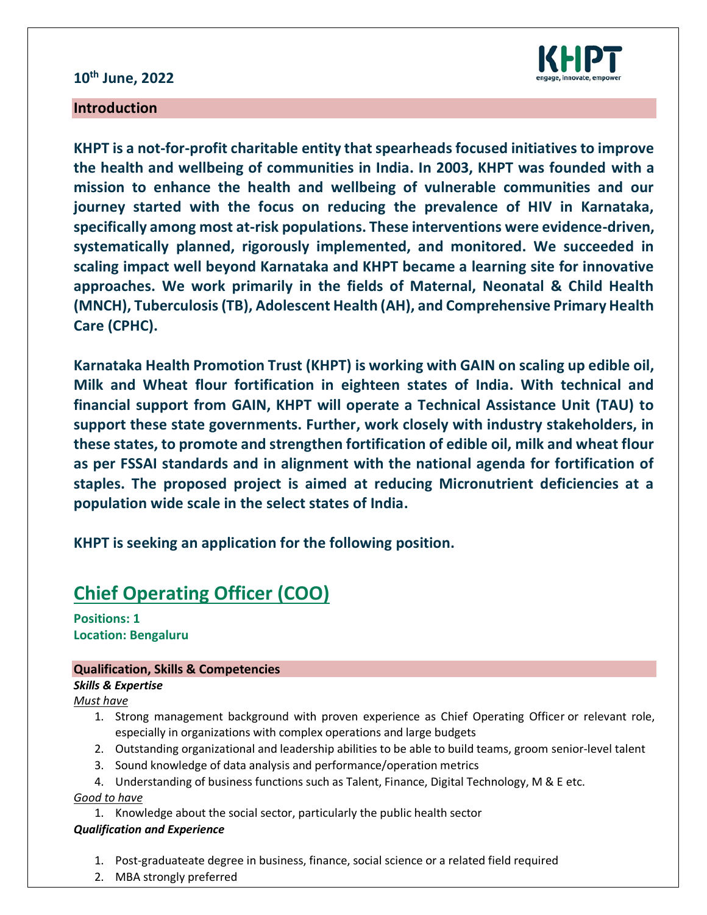**10th June, 2022**

## Introduction

**KHPT is a not-for-profit charitable entity that spearheads focused initiatives to improve the health and wellbeing of communities in India. In 2003, KHPT was founded with a mission to enhance the health and wellbeing of vulnerable communities and our journey started with the focus on reducing the prevalence of HIV in Karnataka, specifically among most at-risk populations. These interventions were evidence-driven, systematically planned, rigorously implemented, and monitored. We succeeded in scaling impact well beyond Karnataka and KHPT became a learning site for innovative approaches. We work primarily in the fields of Maternal, Neonatal & Child Health (MNCH), Tuberculosis (TB), Adolescent Health (AH), and Comprehensive Primary Health Care (CPHC).**

**Karnataka Health Promotion Trust (KHPT) is working with GAIN on scaling up edible oil, Milk and Wheat flour fortification in eighteen states of India. With technical and financial support from GAIN, KHPT will operate a Technical Assistance Unit (TAU) to support these state governments. Further, work closely with industry stakeholders, in these states, to promote and strengthen fortification of edible oil, milk and wheat flour as per FSSAI standards and in alignment with the national agenda for fortification of staples. The proposed project is aimed at reducing Micronutrient deficiencies at a population wide scale in the select states of India.**

**KHPT is seeking an application for the following position.**

# Chief Operating Officer (COO)

**Positions: 1**
**Location: Bengaluru**

## Qualification, Skills & Competencies

***Skills & Expertise***

Must have

1. Strong management background with proven experience as Chief Operating Officer or relevant role, especially in organizations with complex operations and large budgets
2. Outstanding organizational and leadership abilities to be able to build teams, groom senior-level talent
3. Sound knowledge of data analysis and performance/operation metrics
4. Understanding of business functions such as Talent, Finance, Digital Technology, M & E etc.

Good to have

1. Knowledge about the social sector, particularly the public health sector

***Qualification and Experience***

1. Post-graduateate degree in business, finance, social science or a related field required
2. MBA strongly preferred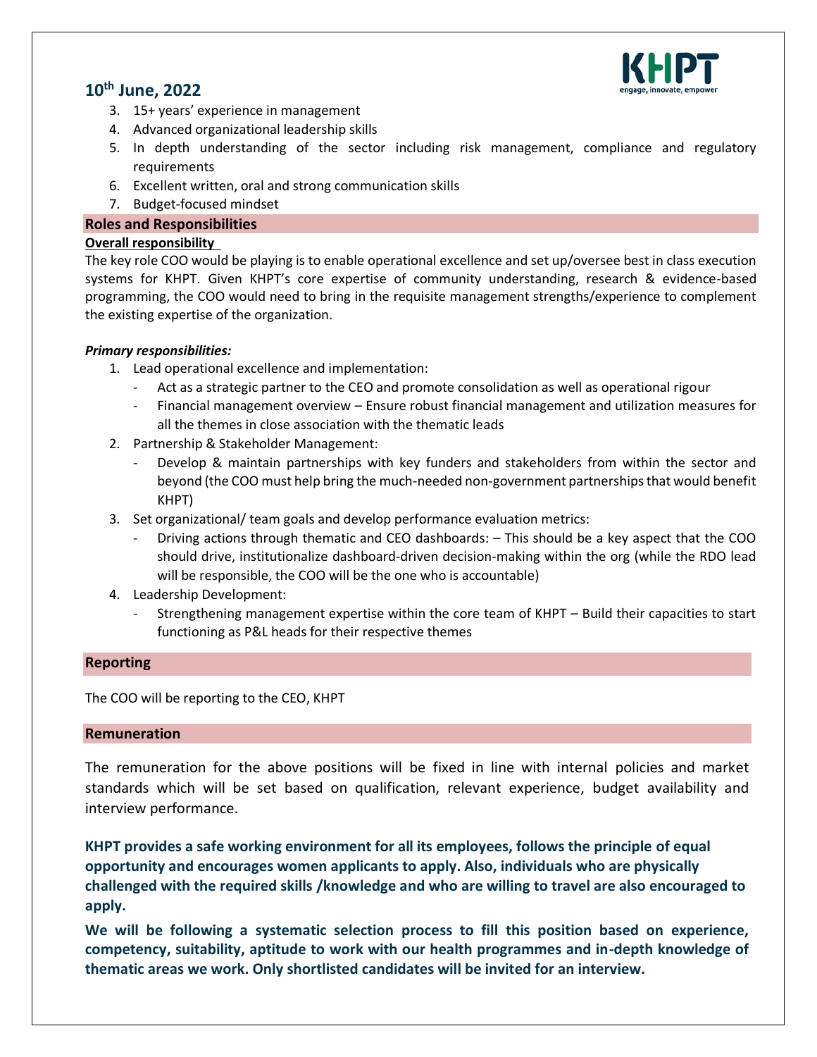**10th June, 2022**

3. 15+ years' experience in management
4. Advanced organizational leadership skills
5. In depth understanding of the sector including risk management, compliance and regulatory requirements
6. Excellent written, oral and strong communication skills
7. Budget-focused mindset

## Roles and Responsibilities

**Overall responsibility**

The key role COO would be playing is to enable operational excellence and set up/oversee best in class execution systems for KHPT. Given KHPT's core expertise of community understanding, research & evidence-based programming, the COO would need to bring in the requisite management strengths/experience to complement the existing expertise of the organization.

***Primary responsibilities:***

1. Lead operational excellence and implementation:
   - Act as a strategic partner to the CEO and promote consolidation as well as operational rigour
   - Financial management overview – Ensure robust financial management and utilization measures for all the themes in close association with the thematic leads
2. Partnership & Stakeholder Management:
   - Develop & maintain partnerships with key funders and stakeholders from within the sector and beyond (the COO must help bring the much-needed non-government partnerships that would benefit KHPT)
3. Set organizational/ team goals and develop performance evaluation metrics:
   - Driving actions through thematic and CEO dashboards: – This should be a key aspect that the COO should drive, institutionalize dashboard-driven decision-making within the org (while the RDO lead will be responsible, the COO will be the one who is accountable)
4. Leadership Development:
   - Strengthening management expertise within the core team of KHPT – Build their capacities to start functioning as P&L heads for their respective themes

## Reporting

The COO will be reporting to the CEO, KHPT

## Remuneration

The remuneration for the above positions will be fixed in line with internal policies and market standards which will be set based on qualification, relevant experience, budget availability and interview performance.

**KHPT provides a safe working environment for all its employees, follows the principle of equal opportunity and encourages women applicants to apply. Also, individuals who are physically challenged with the required skills /knowledge and who are willing to travel are also encouraged to apply.**

**We will be following a systematic selection process to fill this position based on experience, competency, suitability, aptitude to work with our health programmes and in-depth knowledge of thematic areas we work. Only shortlisted candidates will be invited for an interview.**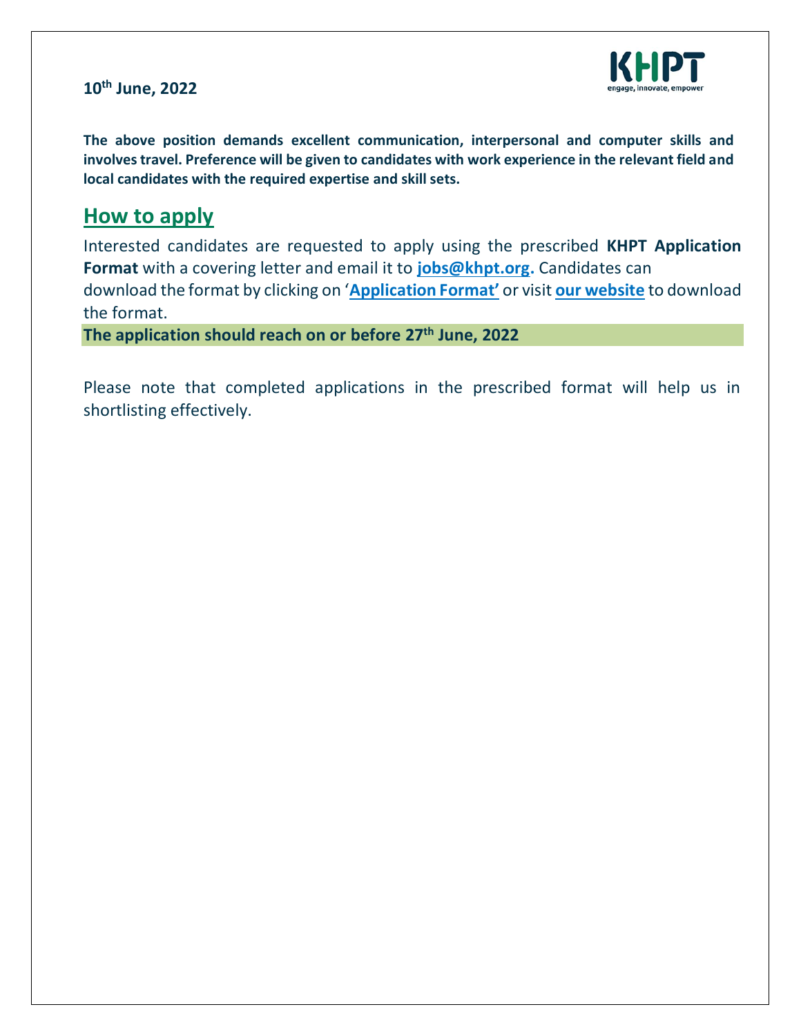**10th June, 2022**

**The above position demands excellent communication, interpersonal and computer skills and involves travel. Preference will be given to candidates with work experience in the relevant field and local candidates with the required expertise and skill sets.**

## How to apply

Interested candidates are requested to apply using the prescribed **KHPT Application Format** with a covering letter and email it to **jobs@khpt.org.** Candidates can download the format by clicking on '**Application Format'** or visit **our website** to download the format.

**The application should reach on or before 27th June, 2022**

Please note that completed applications in the prescribed format will help us in shortlisting effectively.